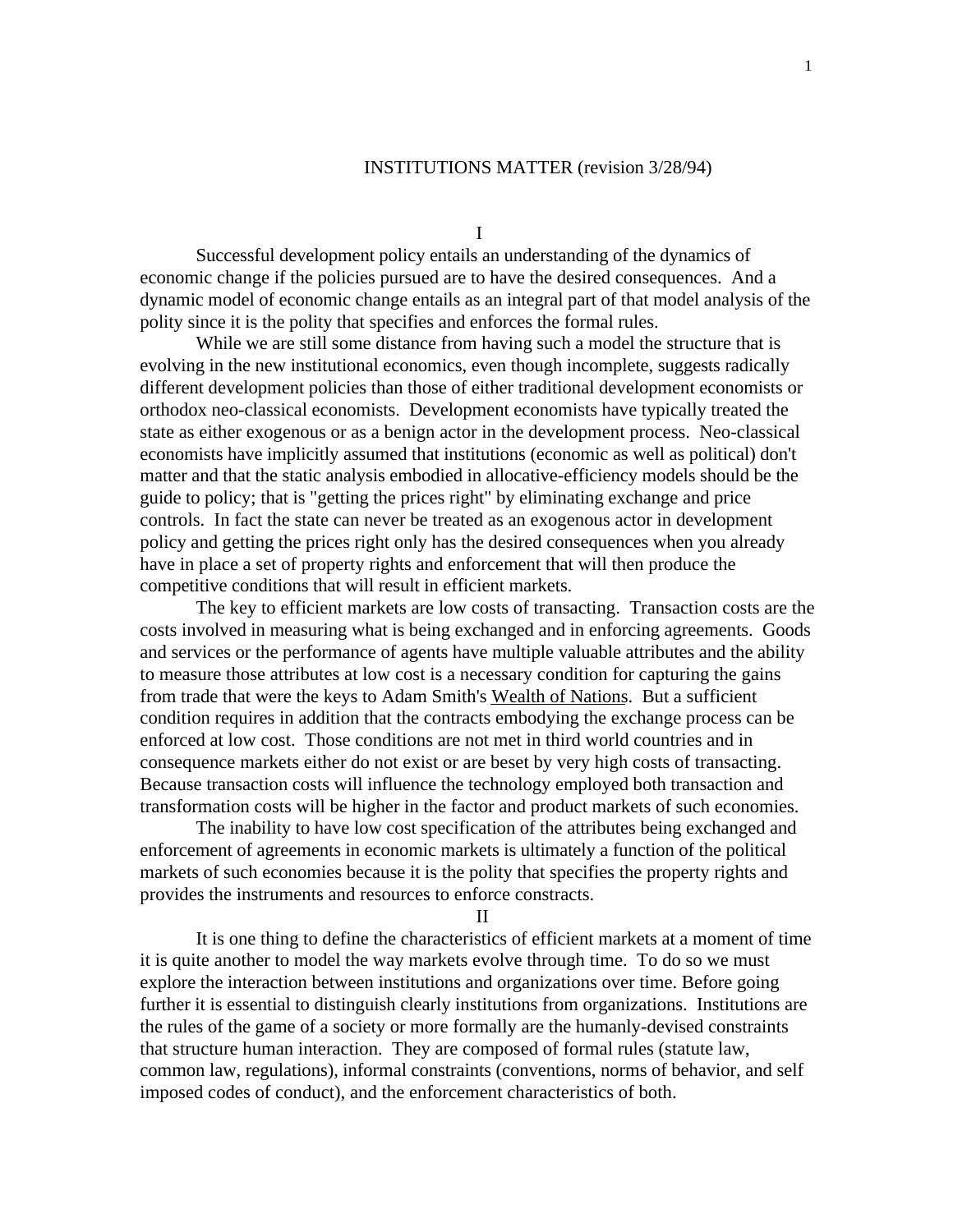# INSTITUTIONS MATTER (revision 3/28/94)

## I

Successful development policy entails an understanding of the dynamics of economic change if the policies pursued are to have the desired consequences. And a dynamic model of economic change entails as an integral part of that model analysis of the polity since it is the polity that specifies and enforces the formal rules.

While we are still some distance from having such a model the structure that is evolving in the new institutional economics, even though incomplete, suggests radically different development policies than those of either traditional development economists or orthodox neo-classical economists. Development economists have typically treated the state as either exogenous or as a benign actor in the development process. Neo-classical economists have implicitly assumed that institutions (economic as well as political) don't matter and that the static analysis embodied in allocative-efficiency models should be the guide to policy; that is "getting the prices right" by eliminating exchange and price controls. In fact the state can never be treated as an exogenous actor in development policy and getting the prices right only has the desired consequences when you already have in place a set of property rights and enforcement that will then produce the competitive conditions that will result in efficient markets.

The key to efficient markets are low costs of transacting. Transaction costs are the costs involved in measuring what is being exchanged and in enforcing agreements. Goods and services or the performance of agents have multiple valuable attributes and the ability to measure those attributes at low cost is a necessary condition for capturing the gains from trade that were the keys to Adam Smith's Wealth of Nations. But a sufficient condition requires in addition that the contracts embodying the exchange process can be enforced at low cost. Those conditions are not met in third world countries and in consequence markets either do not exist or are beset by very high costs of transacting. Because transaction costs will influence the technology employed both transaction and transformation costs will be higher in the factor and product markets of such economies.

The inability to have low cost specification of the attributes being exchanged and enforcement of agreements in economic markets is ultimately a function of the political markets of such economies because it is the polity that specifies the property rights and provides the instruments and resources to enforce constracts.

## II

It is one thing to define the characteristics of efficient markets at a moment of time it is quite another to model the way markets evolve through time. To do so we must explore the interaction between institutions and organizations over time. Before going further it is essential to distinguish clearly institutions from organizations. Institutions are the rules of the game of a society or more formally are the humanly-devised constraints that structure human interaction. They are composed of formal rules (statute law, common law, regulations), informal constraints (conventions, norms of behavior, and self imposed codes of conduct), and the enforcement characteristics of both.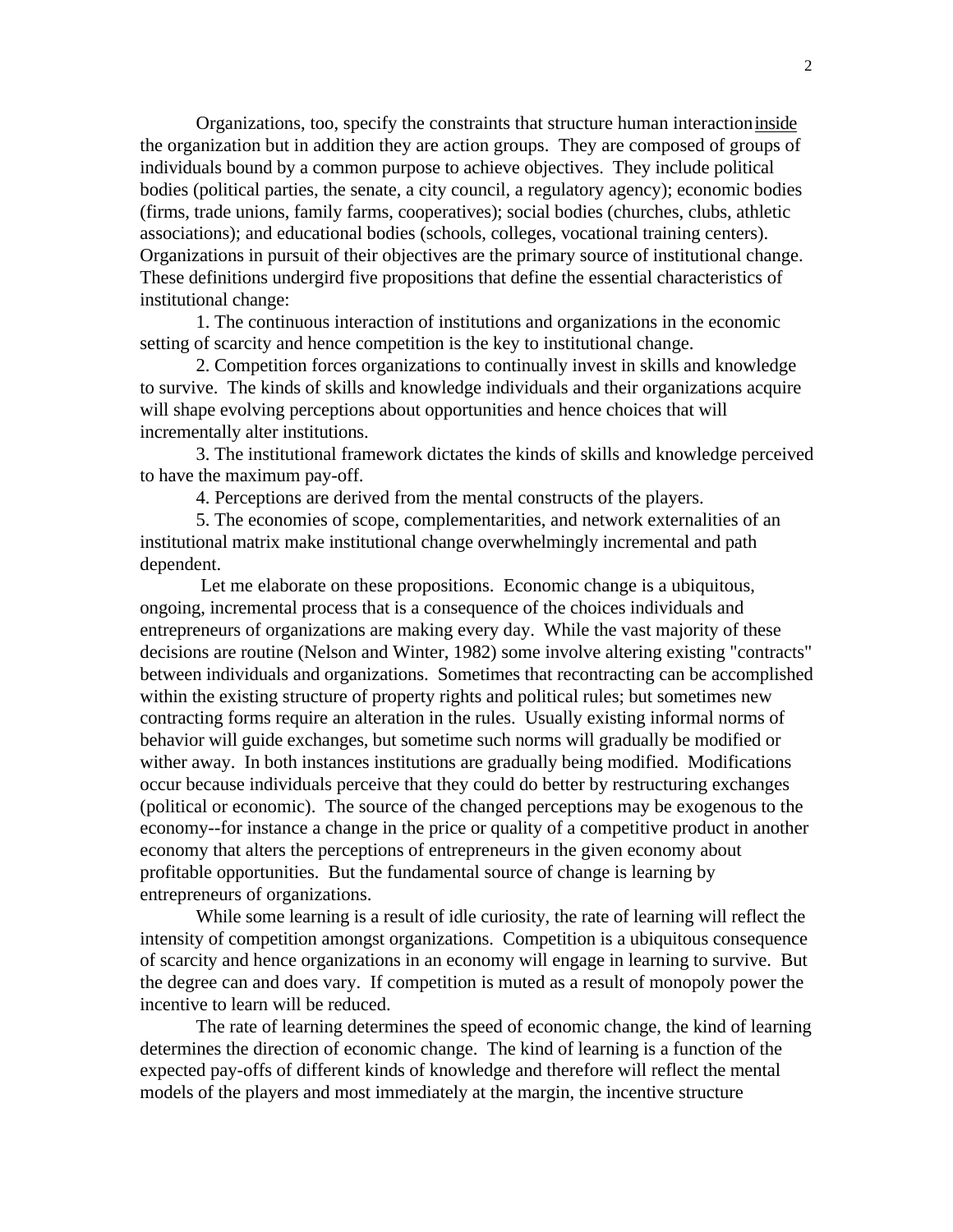Organizations, too, specify the constraints that structure human interaction inside the organization but in addition they are action groups. They are composed of groups of individuals bound by a common purpose to achieve objectives. They include political bodies (political parties, the senate, a city council, a regulatory agency); economic bodies (firms, trade unions, family farms, cooperatives); social bodies (churches, clubs, athletic associations); and educational bodies (schools, colleges, vocational training centers). Organizations in pursuit of their objectives are the primary source of institutional change. These definitions undergird five propositions that define the essential characteristics of institutional change:

1. The continuous interaction of institutions and organizations in the economic setting of scarcity and hence competition is the key to institutional change.

2. Competition forces organizations to continually invest in skills and knowledge to survive. The kinds of skills and knowledge individuals and their organizations acquire will shape evolving perceptions about opportunities and hence choices that will incrementally alter institutions.

3. The institutional framework dictates the kinds of skills and knowledge perceived to have the maximum pay-off.

4. Perceptions are derived from the mental constructs of the players.

5. The economies of scope, complementarities, and network externalities of an institutional matrix make institutional change overwhelmingly incremental and path dependent.

Let me elaborate on these propositions. Economic change is a ubiquitous, ongoing, incremental process that is a consequence of the choices individuals and entrepreneurs of organizations are making every day. While the vast majority of these decisions are routine (Nelson and Winter, 1982) some involve altering existing "contracts" between individuals and organizations. Sometimes that recontracting can be accomplished within the existing structure of property rights and political rules; but sometimes new contracting forms require an alteration in the rules. Usually existing informal norms of behavior will guide exchanges, but sometime such norms will gradually be modified or wither away. In both instances institutions are gradually being modified. Modifications occur because individuals perceive that they could do better by restructuring exchanges (political or economic). The source of the changed perceptions may be exogenous to the economy--for instance a change in the price or quality of a competitive product in another economy that alters the perceptions of entrepreneurs in the given economy about profitable opportunities. But the fundamental source of change is learning by entrepreneurs of organizations.

While some learning is a result of idle curiosity, the rate of learning will reflect the intensity of competition amongst organizations. Competition is a ubiquitous consequence of scarcity and hence organizations in an economy will engage in learning to survive. But the degree can and does vary. If competition is muted as a result of monopoly power the incentive to learn will be reduced.

The rate of learning determines the speed of economic change, the kind of learning determines the direction of economic change. The kind of learning is a function of the expected pay-offs of different kinds of knowledge and therefore will reflect the mental models of the players and most immediately at the margin, the incentive structure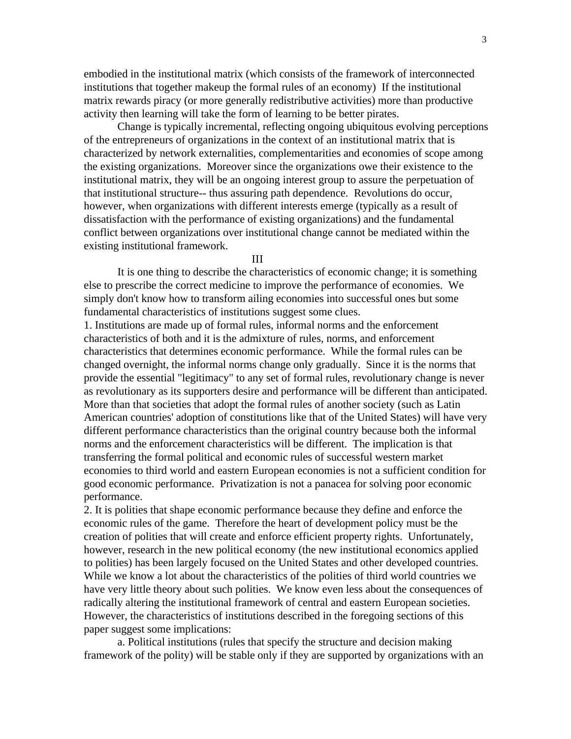embodied in the institutional matrix (which consists of the framework of interconnected institutions that together makeup the formal rules of an economy)  If the institutional matrix rewards piracy (or more generally redistributive activities) more than productive activity then learning will take the form of learning to be better pirates.

Change is typically incremental, reflecting ongoing ubiquitous evolving perceptions of the entrepreneurs of organizations in the context of an institutional matrix that is characterized by network externalities, complementarities and economies of scope among the existing organizations.  Moreover since the organizations owe their existence to the institutional matrix, they will be an ongoing interest group to assure the perpetuation of that institutional structure-- thus assuring path dependence.  Revolutions do occur, however, when organizations with different interests emerge (typically as a result of dissatisfaction with the performance of existing organizations) and the fundamental conflict between organizations over institutional change cannot be mediated within the existing institutional framework.

## III

It is one thing to describe the characteristics of economic change; it is something else to prescribe the correct medicine to improve the performance of economies.  We simply don't know how to transform ailing economies into successful ones but some fundamental characteristics of institutions suggest some clues.

1. Institutions are made up of formal rules, informal norms and the enforcement characteristics of both and it is the admixture of rules, norms, and enforcement characteristics that determines economic performance.  While the formal rules can be changed overnight, the informal norms change only gradually.  Since it is the norms that provide the essential "legitimacy" to any set of formal rules, revolutionary change is never as revolutionary as its supporters desire and performance will be different than anticipated.  More than that societies that adopt the formal rules of another society (such as Latin American countries' adoption of constitutions like that of the United States) will have very different performance characteristics than the original country because both the informal norms and the enforcement characteristics will be different.  The implication is that transferring the formal political and economic rules of successful western market economies to third world and eastern European economies is not a sufficient condition for good economic performance.  Privatization is not a panacea for solving poor economic performance.

2. It is polities that shape economic performance because they define and enforce the economic rules of the game.  Therefore the heart of development policy must be the creation of polities that will create and enforce efficient property rights.  Unfortunately, however, research in the new political economy (the new institutional economics applied to polities) has been largely focused on the United States and other developed countries. While we know a lot about the characteristics of the polities of third world countries we have very little theory about such polities.  We know even less about the consequences of radically altering the institutional framework of central and eastern European societies. However, the characteristics of institutions described in the foregoing sections of this paper suggest some implications:

a. Political institutions (rules that specify the structure and decision making framework of the polity) will be stable only if they are supported by organizations with an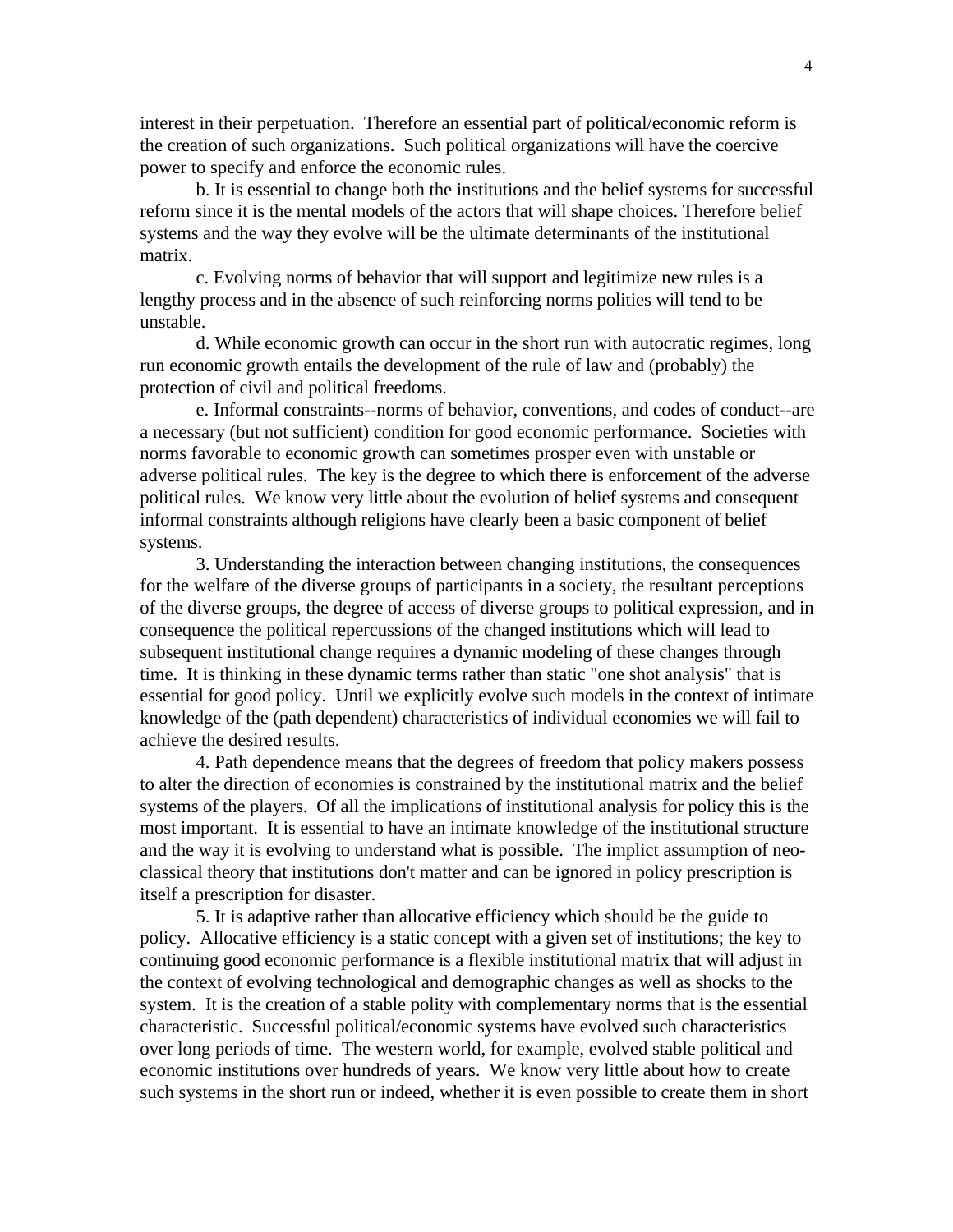interest in their perpetuation. Therefore an essential part of political/economic reform is the creation of such organizations. Such political organizations will have the coercive power to specify and enforce the economic rules.

b. It is essential to change both the institutions and the belief systems for successful reform since it is the mental models of the actors that will shape choices. Therefore belief systems and the way they evolve will be the ultimate determinants of the institutional matrix.

c. Evolving norms of behavior that will support and legitimize new rules is a lengthy process and in the absence of such reinforcing norms polities will tend to be unstable.

d. While economic growth can occur in the short run with autocratic regimes, long run economic growth entails the development of the rule of law and (probably) the protection of civil and political freedoms.

e. Informal constraints--norms of behavior, conventions, and codes of conduct--are a necessary (but not sufficient) condition for good economic performance. Societies with norms favorable to economic growth can sometimes prosper even with unstable or adverse political rules. The key is the degree to which there is enforcement of the adverse political rules. We know very little about the evolution of belief systems and consequent informal constraints although religions have clearly been a basic component of belief systems.

3. Understanding the interaction between changing institutions, the consequences for the welfare of the diverse groups of participants in a society, the resultant perceptions of the diverse groups, the degree of access of diverse groups to political expression, and in consequence the political repercussions of the changed institutions which will lead to subsequent institutional change requires a dynamic modeling of these changes through time. It is thinking in these dynamic terms rather than static "one shot analysis" that is essential for good policy. Until we explicitly evolve such models in the context of intimate knowledge of the (path dependent) characteristics of individual economies we will fail to achieve the desired results.

4. Path dependence means that the degrees of freedom that policy makers possess to alter the direction of economies is constrained by the institutional matrix and the belief systems of the players. Of all the implications of institutional analysis for policy this is the most important. It is essential to have an intimate knowledge of the institutional structure and the way it is evolving to understand what is possible. The implict assumption of neo-classical theory that institutions don't matter and can be ignored in policy prescription is itself a prescription for disaster.

5. It is adaptive rather than allocative efficiency which should be the guide to policy. Allocative efficiency is a static concept with a given set of institutions; the key to continuing good economic performance is a flexible institutional matrix that will adjust in the context of evolving technological and demographic changes as well as shocks to the system. It is the creation of a stable polity with complementary norms that is the essential characteristic. Successful political/economic systems have evolved such characteristics over long periods of time. The western world, for example, evolved stable political and economic institutions over hundreds of years. We know very little about how to create such systems in the short run or indeed, whether it is even possible to create them in short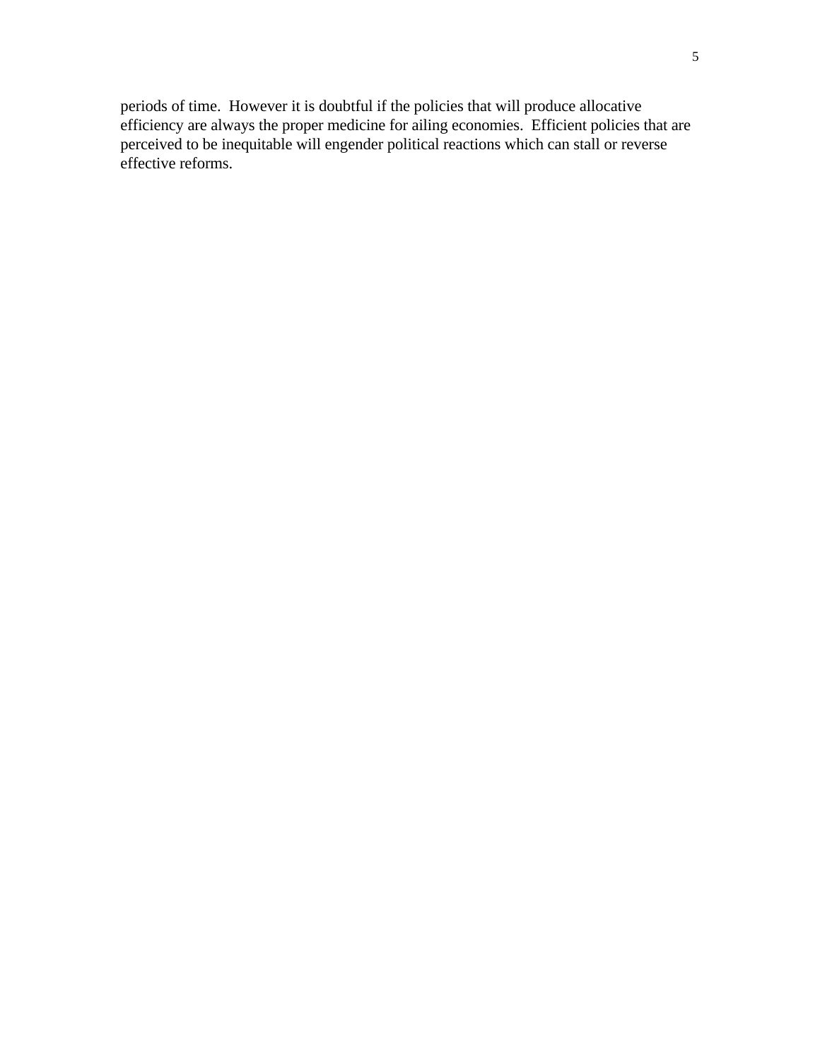periods of time. However it is doubtful if the policies that will produce allocative efficiency are always the proper medicine for ailing economies. Efficient policies that are perceived to be inequitable will engender political reactions which can stall or reverse effective reforms.